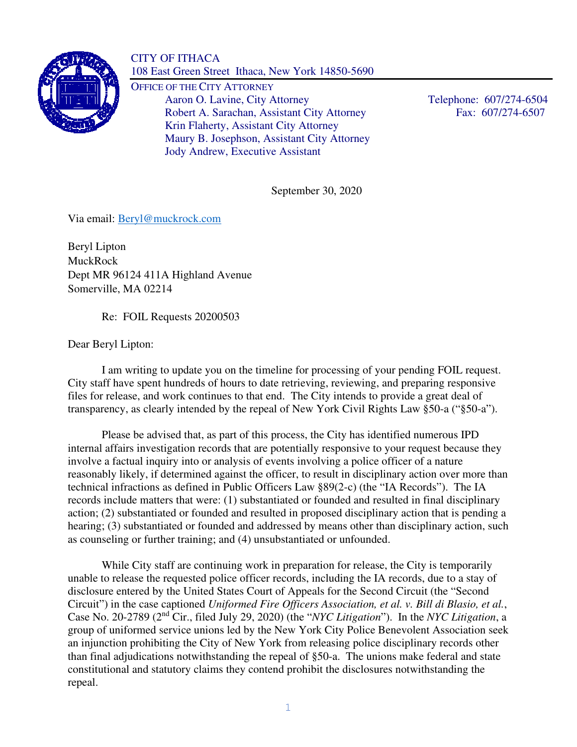CITY OF ITHACA
108 East Green Street Ithaca, New York 14850-5690

OFFICE OF THE CITY ATTORNEY
Aaron O. Lavine, City Attorney
Robert A. Sarachan, Assistant City Attorney
Krin Flaherty, Assistant City Attorney
Maury B. Josephson, Assistant City Attorney
Jody Andrew, Executive Assistant

Telephone: 607/274-6504
Fax: 607/274-6507

September 30, 2020

Via email: Beryl@muckrock.com

Beryl Lipton
MuckRock
Dept MR 96124 411A Highland Avenue
Somerville, MA 02214

Re: FOIL Requests 20200503

Dear Beryl Lipton:

I am writing to update you on the timeline for processing of your pending FOIL request. City staff have spent hundreds of hours to date retrieving, reviewing, and preparing responsive files for release, and work continues to that end. The City intends to provide a great deal of transparency, as clearly intended by the repeal of New York Civil Rights Law §50-a ("§50-a").

Please be advised that, as part of this process, the City has identified numerous IPD internal affairs investigation records that are potentially responsive to your request because they involve a factual inquiry into or analysis of events involving a police officer of a nature reasonably likely, if determined against the officer, to result in disciplinary action over more than technical infractions as defined in Public Officers Law §89(2-c) (the "IA Records"). The IA records include matters that were: (1) substantiated or founded and resulted in final disciplinary action; (2) substantiated or founded and resulted in proposed disciplinary action that is pending a hearing; (3) substantiated or founded and addressed by means other than disciplinary action, such as counseling or further training; and (4) unsubstantiated or unfounded.

While City staff are continuing work in preparation for release, the City is temporarily unable to release the requested police officer records, including the IA records, due to a stay of disclosure entered by the United States Court of Appeals for the Second Circuit (the "Second Circuit") in the case captioned *Uniformed Fire Officers Association, et al. v. Bill di Blasio, et al.*, Case No. 20-2789 (2nd Cir., filed July 29, 2020) (the "*NYC Litigation*"). In the *NYC Litigation*, a group of uniformed service unions led by the New York City Police Benevolent Association seek an injunction prohibiting the City of New York from releasing police disciplinary records other than final adjudications notwithstanding the repeal of §50-a. The unions make federal and state constitutional and statutory claims they contend prohibit the disclosures notwithstanding the repeal.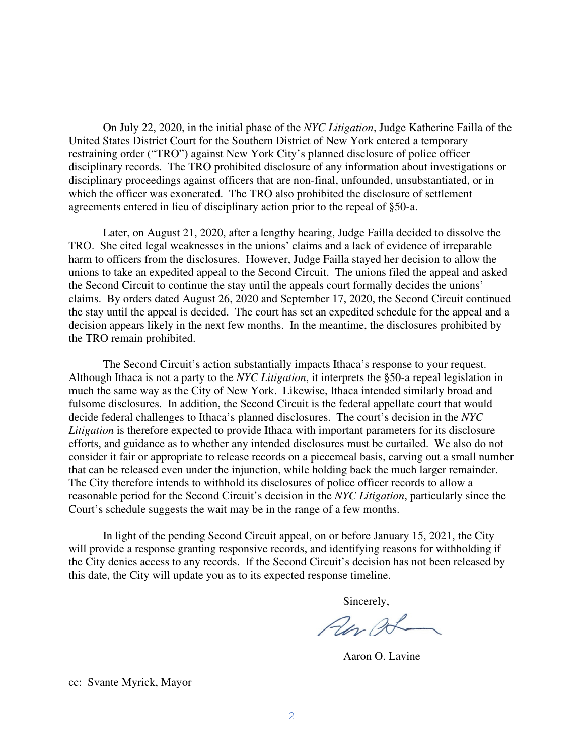On July 22, 2020, in the initial phase of the *NYC Litigation*, Judge Katherine Failla of the United States District Court for the Southern District of New York entered a temporary restraining order ("TRO") against New York City's planned disclosure of police officer disciplinary records. The TRO prohibited disclosure of any information about investigations or disciplinary proceedings against officers that are non-final, unfounded, unsubstantiated, or in which the officer was exonerated. The TRO also prohibited the disclosure of settlement agreements entered in lieu of disciplinary action prior to the repeal of §50-a.

Later, on August 21, 2020, after a lengthy hearing, Judge Failla decided to dissolve the TRO. She cited legal weaknesses in the unions' claims and a lack of evidence of irreparable harm to officers from the disclosures. However, Judge Failla stayed her decision to allow the unions to take an expedited appeal to the Second Circuit. The unions filed the appeal and asked the Second Circuit to continue the stay until the appeals court formally decides the unions' claims. By orders dated August 26, 2020 and September 17, 2020, the Second Circuit continued the stay until the appeal is decided. The court has set an expedited schedule for the appeal and a decision appears likely in the next few months. In the meantime, the disclosures prohibited by the TRO remain prohibited.

The Second Circuit's action substantially impacts Ithaca's response to your request. Although Ithaca is not a party to the *NYC Litigation*, it interprets the §50-a repeal legislation in much the same way as the City of New York. Likewise, Ithaca intended similarly broad and fulsome disclosures. In addition, the Second Circuit is the federal appellate court that would decide federal challenges to Ithaca's planned disclosures. The court's decision in the *NYC Litigation* is therefore expected to provide Ithaca with important parameters for its disclosure efforts, and guidance as to whether any intended disclosures must be curtailed. We also do not consider it fair or appropriate to release records on a piecemeal basis, carving out a small number that can be released even under the injunction, while holding back the much larger remainder. The City therefore intends to withhold its disclosures of police officer records to allow a reasonable period for the Second Circuit's decision in the *NYC Litigation*, particularly since the Court's schedule suggests the wait may be in the range of a few months.

In light of the pending Second Circuit appeal, on or before January 15, 2021, the City will provide a response granting responsive records, and identifying reasons for withholding if the City denies access to any records. If the Second Circuit's decision has not been released by this date, the City will update you as to its expected response timeline.

Sincerely,

Aaron O. Lavine

cc: Svante Myrick, Mayor